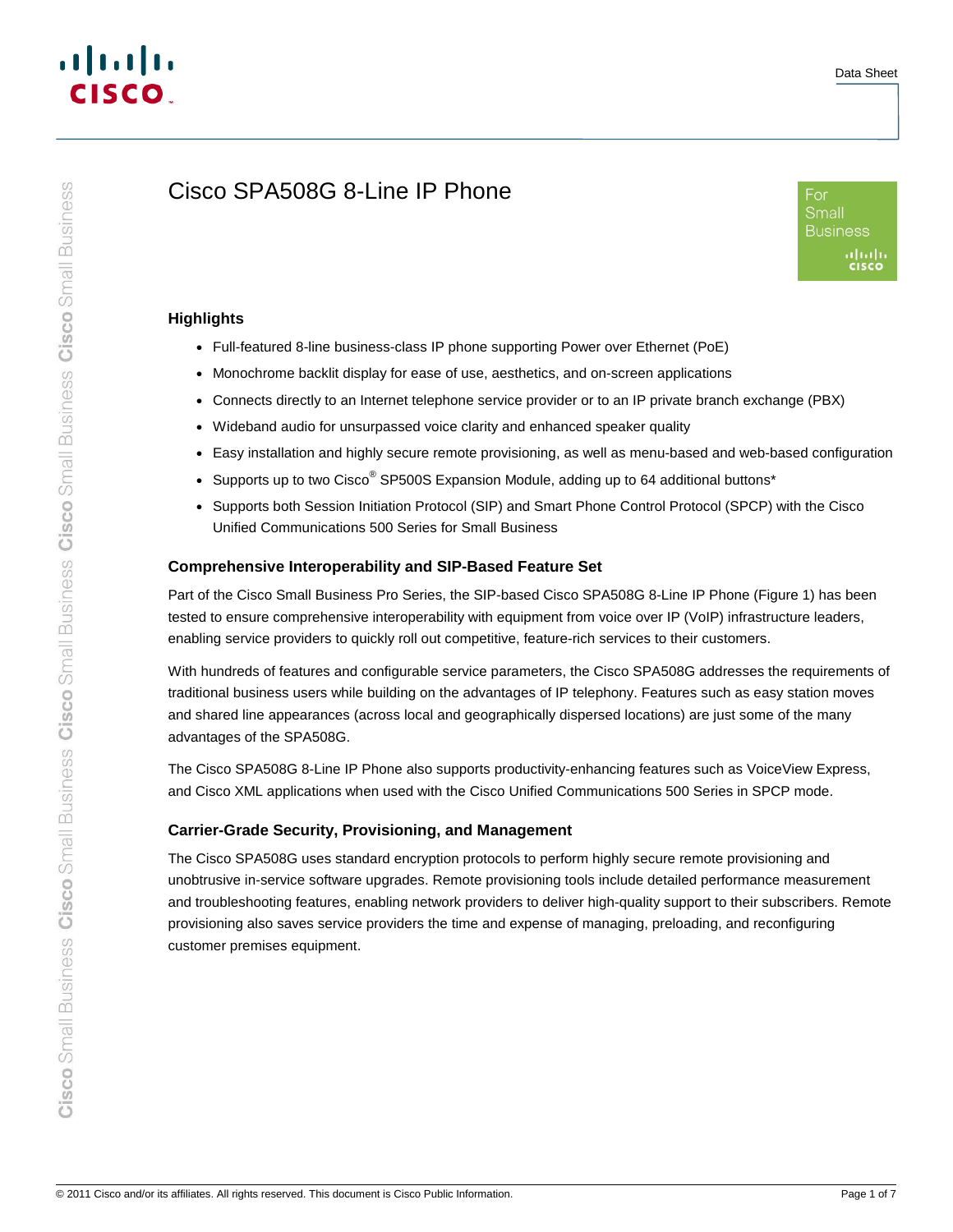# Cisco SPA508G 8-Line IP Phone

## Highlights

- Full-featured 8-line business-class IP phone supporting Power over Ethernet (PoE)
- Monochrome backlit display for ease of use, aesthetics, and on-screen applications
- Connects directly to an Internet telephone service provider or to an IP private branch exchange (PBX)
- Wideband audio for unsurpassed voice clarity and enhanced speaker quality
- Easy installation and highly secure remote provisioning, as well as menu-based and web-based configuration
- Supports up to two Cisco® SP500S Expansion Module, adding up to 64 additional buttons*
- Supports both Session Initiation Protocol (SIP) and Smart Phone Control Protocol (SPCP) with the Cisco Unified Communications 500 Series for Small Business

### Comprehensive Interoperability and SIP-Based Feature Set

Part of the Cisco Small Business Pro Series, the SIP-based Cisco SPA508G 8-Line IP Phone (Figure 1) has been tested to ensure comprehensive interoperability with equipment from voice over IP (VoIP) infrastructure leaders, enabling service providers to quickly roll out competitive, feature-rich services to their customers.

With hundreds of features and configurable service parameters, the Cisco SPA508G addresses the requirements of traditional business users while building on the advantages of IP telephony. Features such as easy station moves and shared line appearances (across local and geographically dispersed locations) are just some of the many advantages of the SPA508G.

The Cisco SPA508G 8-Line IP Phone also supports productivity-enhancing features such as VoiceView Express, and Cisco XML applications when used with the Cisco Unified Communications 500 Series in SPCP mode.

### Carrier-Grade Security, Provisioning, and Management

The Cisco SPA508G uses standard encryption protocols to perform highly secure remote provisioning and unobtrusive in-service software upgrades. Remote provisioning tools include detailed performance measurement and troubleshooting features, enabling network providers to deliver high-quality support to their subscribers. Remote provisioning also saves service providers the time and expense of managing, preloading, and reconfiguring customer premises equipment.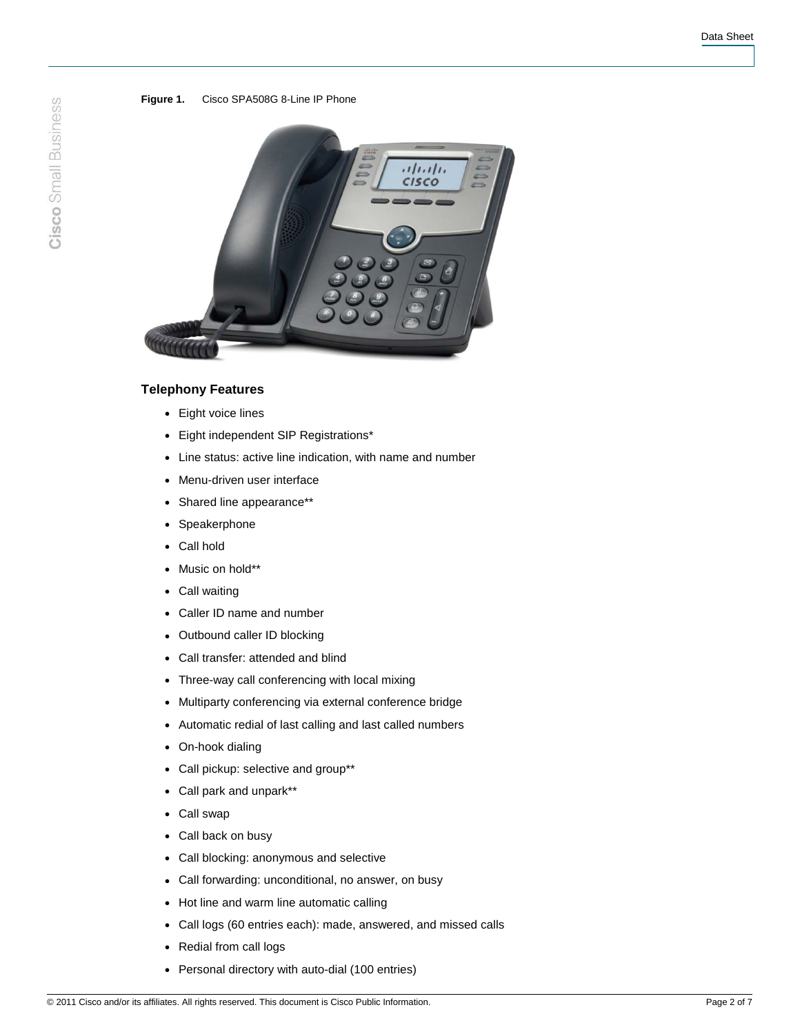**Figure 1.** Cisco SPA508G 8-Line IP Phone

### Telephony Features

- Eight voice lines
- Eight independent SIP Registrations*
- Line status: active line indication, with name and number
- Menu-driven user interface
- Shared line appearance**
- Speakerphone
- Call hold
- Music on hold**
- Call waiting
- Caller ID name and number
- Outbound caller ID blocking
- Call transfer: attended and blind
- Three-way call conferencing with local mixing
- Multiparty conferencing via external conference bridge
- Automatic redial of last calling and last called numbers
- On-hook dialing
- Call pickup: selective and group**
- Call park and unpark**
- Call swap
- Call back on busy
- Call blocking: anonymous and selective
- Call forwarding: unconditional, no answer, on busy
- Hot line and warm line automatic calling
- Call logs (60 entries each): made, answered, and missed calls
- Redial from call logs
- Personal directory with auto-dial (100 entries)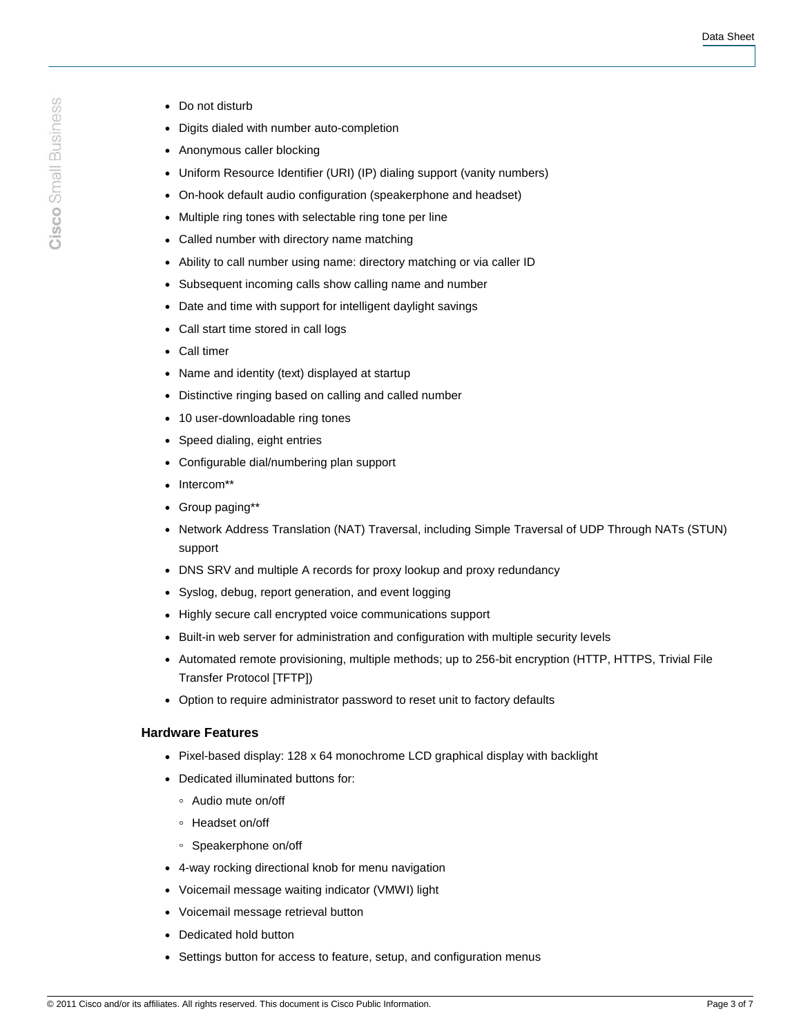- Do not disturb
- Digits dialed with number auto-completion
- Anonymous caller blocking
- Uniform Resource Identifier (URI) (IP) dialing support (vanity numbers)
- On-hook default audio configuration (speakerphone and headset)
- Multiple ring tones with selectable ring tone per line
- Called number with directory name matching
- Ability to call number using name: directory matching or via caller ID
- Subsequent incoming calls show calling name and number
- Date and time with support for intelligent daylight savings
- Call start time stored in call logs
- Call timer
- Name and identity (text) displayed at startup
- Distinctive ringing based on calling and called number
- 10 user-downloadable ring tones
- Speed dialing, eight entries
- Configurable dial/numbering plan support
- Intercom**
- Group paging**
- Network Address Translation (NAT) Traversal, including Simple Traversal of UDP Through NATs (STUN) support
- DNS SRV and multiple A records for proxy lookup and proxy redundancy
- Syslog, debug, report generation, and event logging
- Highly secure call encrypted voice communications support
- Built-in web server for administration and configuration with multiple security levels
- Automated remote provisioning, multiple methods; up to 256-bit encryption (HTTP, HTTPS, Trivial File Transfer Protocol [TFTP])
- Option to require administrator password to reset unit to factory defaults

### Hardware Features

- Pixel-based display: 128 x 64 monochrome LCD graphical display with backlight
- Dedicated illuminated buttons for:
  - Audio mute on/off
  - Headset on/off
  - Speakerphone on/off
- 4-way rocking directional knob for menu navigation
- Voicemail message waiting indicator (VMWI) light
- Voicemail message retrieval button
- Dedicated hold button
- Settings button for access to feature, setup, and configuration menus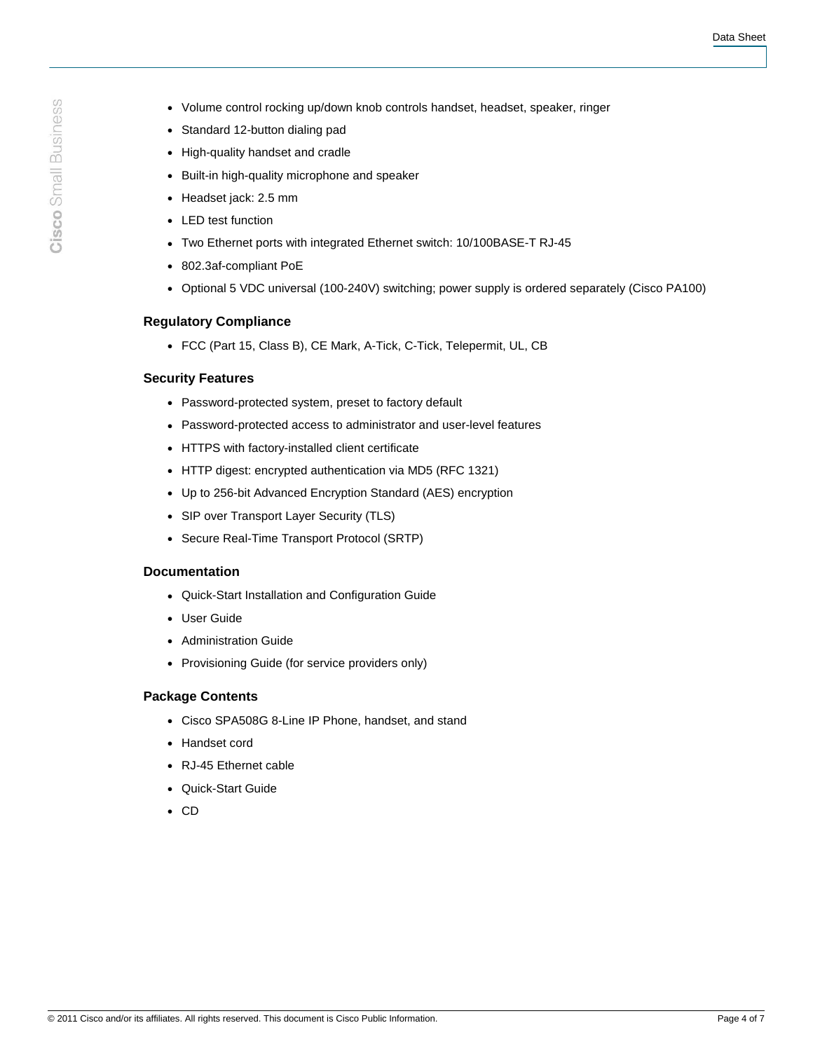- Volume control rocking up/down knob controls handset, headset, speaker, ringer
- Standard 12-button dialing pad
- High-quality handset and cradle
- Built-in high-quality microphone and speaker
- Headset jack: 2.5 mm
- LED test function
- Two Ethernet ports with integrated Ethernet switch: 10/100BASE-T RJ-45
- 802.3af-compliant PoE
- Optional 5 VDC universal (100-240V) switching; power supply is ordered separately (Cisco PA100)

### Regulatory Compliance

- FCC (Part 15, Class B), CE Mark, A-Tick, C-Tick, Telepermit, UL, CB

### Security Features

- Password-protected system, preset to factory default
- Password-protected access to administrator and user-level features
- HTTPS with factory-installed client certificate
- HTTP digest: encrypted authentication via MD5 (RFC 1321)
- Up to 256-bit Advanced Encryption Standard (AES) encryption
- SIP over Transport Layer Security (TLS)
- Secure Real-Time Transport Protocol (SRTP)

### Documentation

- Quick-Start Installation and Configuration Guide
- User Guide
- Administration Guide
- Provisioning Guide (for service providers only)

### Package Contents

- Cisco SPA508G 8-Line IP Phone, handset, and stand
- Handset cord
- RJ-45 Ethernet cable
- Quick-Start Guide
- CD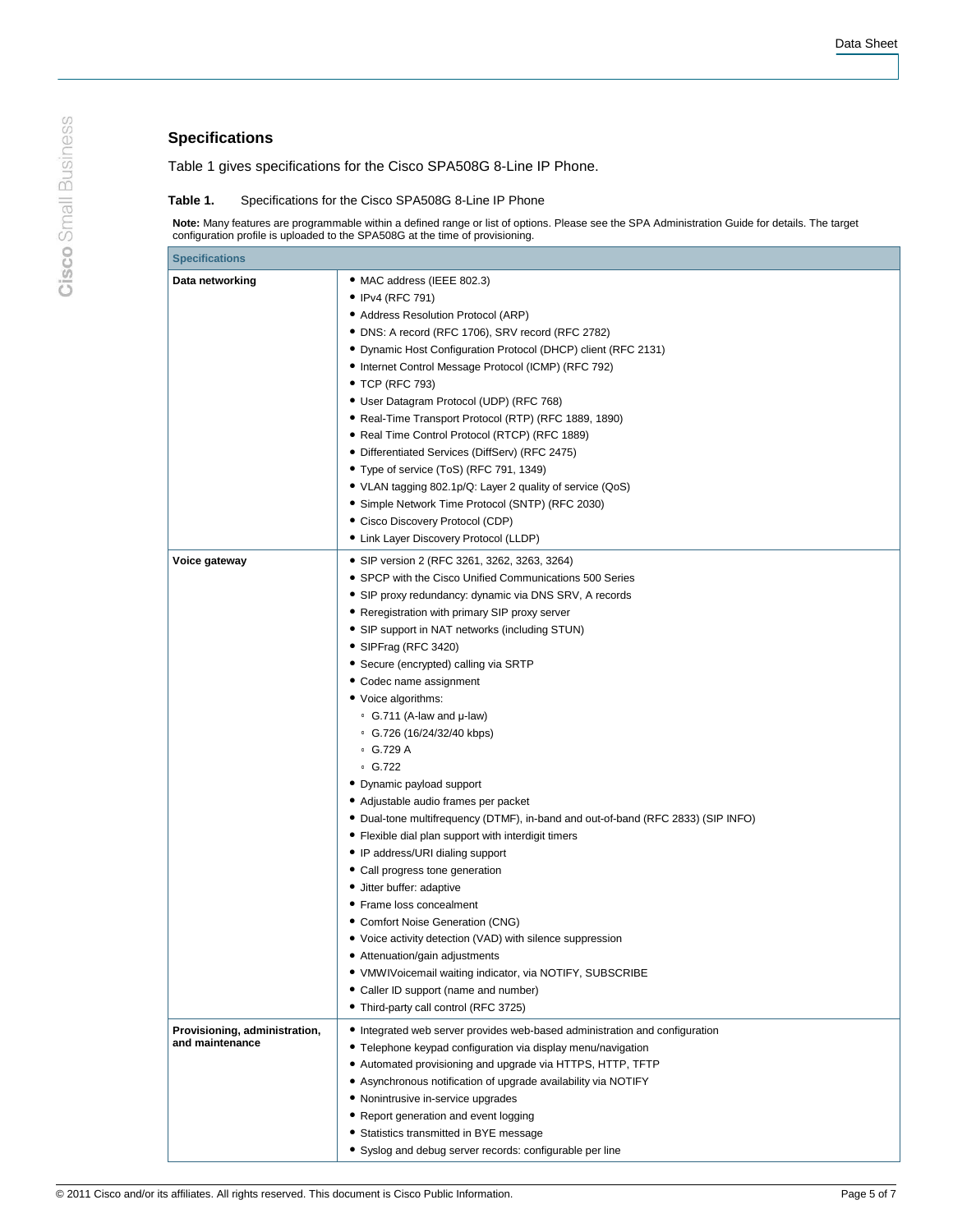## Specifications

Table 1 gives specifications for the Cisco SPA508G 8-Line IP Phone.

**Table 1.** Specifications for the Cisco SPA508G 8-Line IP Phone

**Note:** Many features are programmable within a defined range or list of options. Please see the SPA Administration Guide for details. The target configuration profile is uploaded to the SPA508G at the time of provisioning.

| Specifications | |
|---|---|
| **Data networking** | • MAC address (IEEE 802.3)<br>• IPv4 (RFC 791)<br>• Address Resolution Protocol (ARP)<br>• DNS: A record (RFC 1706), SRV record (RFC 2782)<br>• Dynamic Host Configuration Protocol (DHCP) client (RFC 2131)<br>• Internet Control Message Protocol (ICMP) (RFC 792)<br>• TCP (RFC 793)<br>• User Datagram Protocol (UDP) (RFC 768)<br>• Real-Time Transport Protocol (RTP) (RFC 1889, 1890)<br>• Real Time Control Protocol (RTCP) (RFC 1889)<br>• Differentiated Services (DiffServ) (RFC 2475)<br>• Type of service (ToS) (RFC 791, 1349)<br>• VLAN tagging 802.1p/Q: Layer 2 quality of service (QoS)<br>• Simple Network Time Protocol (SNTP) (RFC 2030)<br>• Cisco Discovery Protocol (CDP)<br>• Link Layer Discovery Protocol (LLDP) |
| **Voice gateway** | • SIP version 2 (RFC 3261, 3262, 3263, 3264)<br>• SPCP with the Cisco Unified Communications 500 Series<br>• SIP proxy redundancy: dynamic via DNS SRV, A records<br>• Reregistration with primary SIP proxy server<br>• SIP support in NAT networks (including STUN)<br>• SIPFrag (RFC 3420)<br>• Secure (encrypted) calling via SRTP<br>• Codec name assignment<br>• Voice algorithms:<br>&nbsp;&nbsp;◦ G.711 (A-law and μ-law)<br>&nbsp;&nbsp;◦ G.726 (16/24/32/40 kbps)<br>&nbsp;&nbsp;◦ G.729 A<br>&nbsp;&nbsp;◦ G.722<br>• Dynamic payload support<br>• Adjustable audio frames per packet<br>• Dual-tone multifrequency (DTMF), in-band and out-of-band (RFC 2833) (SIP INFO)<br>• Flexible dial plan support with interdigit timers<br>• IP address/URI dialing support<br>• Call progress tone generation<br>• Jitter buffer: adaptive<br>• Frame loss concealment<br>• Comfort Noise Generation (CNG)<br>• Voice activity detection (VAD) with silence suppression<br>• Attenuation/gain adjustments<br>• VMWIVoicemail waiting indicator, via NOTIFY, SUBSCRIBE<br>• Caller ID support (name and number)<br>• Third-party call control (RFC 3725) |
| **Provisioning, administration, and maintenance** | • Integrated web server provides web-based administration and configuration<br>• Telephone keypad configuration via display menu/navigation<br>• Automated provisioning and upgrade via HTTPS, HTTP, TFTP<br>• Asynchronous notification of upgrade availability via NOTIFY<br>• Nonintrusive in-service upgrades<br>• Report generation and event logging<br>• Statistics transmitted in BYE message<br>• Syslog and debug server records: configurable per line |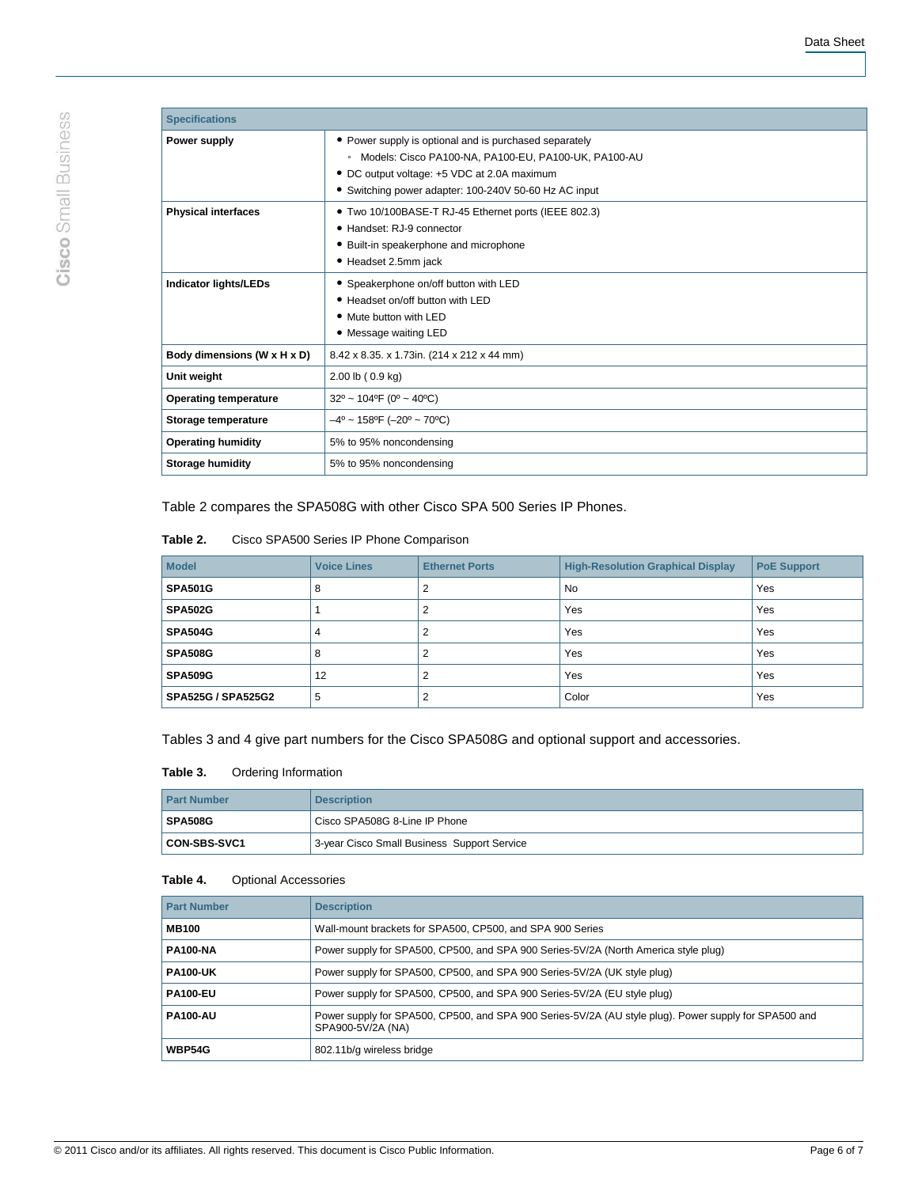| Specifications | |
|---|---|
| **Power supply** | • Power supply is optional and is purchased separately<br>◦ Models: Cisco PA100-NA, PA100-EU, PA100-UK, PA100-AU<br>• DC output voltage: +5 VDC at 2.0A maximum<br>• Switching power adapter: 100-240V 50-60 Hz AC input |
| **Physical interfaces** | • Two 10/100BASE-T RJ-45 Ethernet ports (IEEE 802.3)<br>• Handset: RJ-9 connector<br>• Built-in speakerphone and microphone<br>• Headset 2.5mm jack |
| **Indicator lights/LEDs** | • Speakerphone on/off button with LED<br>• Headset on/off button with LED<br>• Mute button with LED<br>• Message waiting LED |
| **Body dimensions (W x H x D)** | 8.42 x 8.35. x 1.73in. (214 x 212 x 44 mm) |
| **Unit weight** | 2.00 lb ( 0.9 kg) |
| **Operating temperature** | 32º ~ 104ºF (0º ~ 40ºC) |
| **Storage temperature** | –4º ~ 158ºF (–20º ~ 70ºC) |
| **Operating humidity** | 5% to 95% noncondensing |
| **Storage humidity** | 5% to 95% noncondensing |

Table 2 compares the SPA508G with other Cisco SPA 500 Series IP Phones.

**Table 2.** Cisco SPA500 Series IP Phone Comparison

| Model | Voice Lines | Ethernet Ports | High-Resolution Graphical Display | PoE Support |
|---|---|---|---|---|
| **SPA501G** | 8 | 2 | No | Yes |
| **SPA502G** | 1 | 2 | Yes | Yes |
| **SPA504G** | 4 | 2 | Yes | Yes |
| **SPA508G** | 8 | 2 | Yes | Yes |
| **SPA509G** | 12 | 2 | Yes | Yes |
| **SPA525G / SPA525G2** | 5 | 2 | Color | Yes |

Tables 3 and 4 give part numbers for the Cisco SPA508G and optional support and accessories.

**Table 3.** Ordering Information

| Part Number | Description |
|---|---|
| **SPA508G** | Cisco SPA508G 8-Line IP Phone |
| **CON-SBS-SVC1** | 3-year Cisco Small Business Support Service |

**Table 4.** Optional Accessories

| Part Number | Description |
|---|---|
| **MB100** | Wall-mount brackets for SPA500, CP500, and SPA 900 Series |
| **PA100-NA** | Power supply for SPA500, CP500, and SPA 900 Series-5V/2A (North America style plug) |
| **PA100-UK** | Power supply for SPA500, CP500, and SPA 900 Series-5V/2A (UK style plug) |
| **PA100-EU** | Power supply for SPA500, CP500, and SPA 900 Series-5V/2A (EU style plug) |
| **PA100-AU** | Power supply for SPA500, CP500, and SPA 900 Series-5V/2A (AU style plug). Power supply for SPA500 and SPA900-5V/2A (NA) |
| **WBP54G** | 802.11b/g wireless bridge |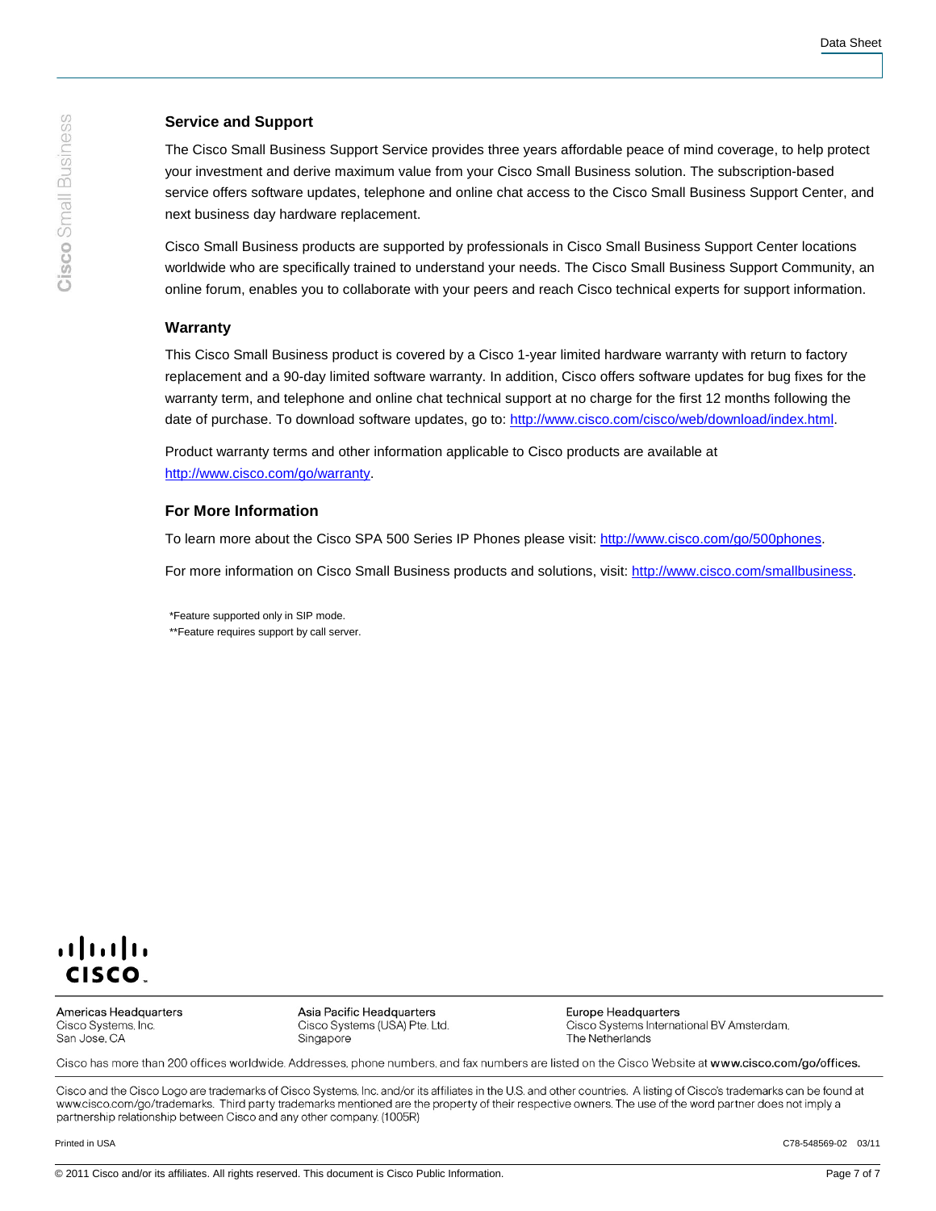### Service and Support

The Cisco Small Business Support Service provides three years affordable peace of mind coverage, to help protect your investment and derive maximum value from your Cisco Small Business solution. The subscription-based service offers software updates, telephone and online chat access to the Cisco Small Business Support Center, and next business day hardware replacement.

Cisco Small Business products are supported by professionals in Cisco Small Business Support Center locations worldwide who are specifically trained to understand your needs. The Cisco Small Business Support Community, an online forum, enables you to collaborate with your peers and reach Cisco technical experts for support information.

### Warranty

This Cisco Small Business product is covered by a Cisco 1-year limited hardware warranty with return to factory replacement and a 90-day limited software warranty. In addition, Cisco offers software updates for bug fixes for the warranty term, and telephone and online chat technical support at no charge for the first 12 months following the date of purchase. To download software updates, go to: http://www.cisco.com/cisco/web/download/index.html.

Product warranty terms and other information applicable to Cisco products are available at http://www.cisco.com/go/warranty.

### For More Information

To learn more about the Cisco SPA 500 Series IP Phones please visit: http://www.cisco.com/go/500phones.

For more information on Cisco Small Business products and solutions, visit: http://www.cisco.com/smallbusiness.

*Feature supported only in SIP mode.
**Feature requires support by call server.

Americas Headquarters
Cisco Systems, Inc.
San Jose, CA

Asia Pacific Headquarters
Cisco Systems (USA) Pte. Ltd.
Singapore

Europe Headquarters
Cisco Systems International BV Amsterdam,
The Netherlands

Cisco has more than 200 offices worldwide. Addresses, phone numbers, and fax numbers are listed on the Cisco Website at **www.cisco.com/go/offices.**

Cisco and the Cisco Logo are trademarks of Cisco Systems, Inc. and/or its affiliates in the U.S. and other countries. A listing of Cisco's trademarks can be found at www.cisco.com/go/trademarks. Third party trademarks mentioned are the property of their respective owners. The use of the word partner does not imply a partnership relationship between Cisco and any other company. (1005R)

Printed in USA

C78-548569-02 03/11

© 2011 Cisco and/or its affiliates. All rights reserved. This document is Cisco Public Information.